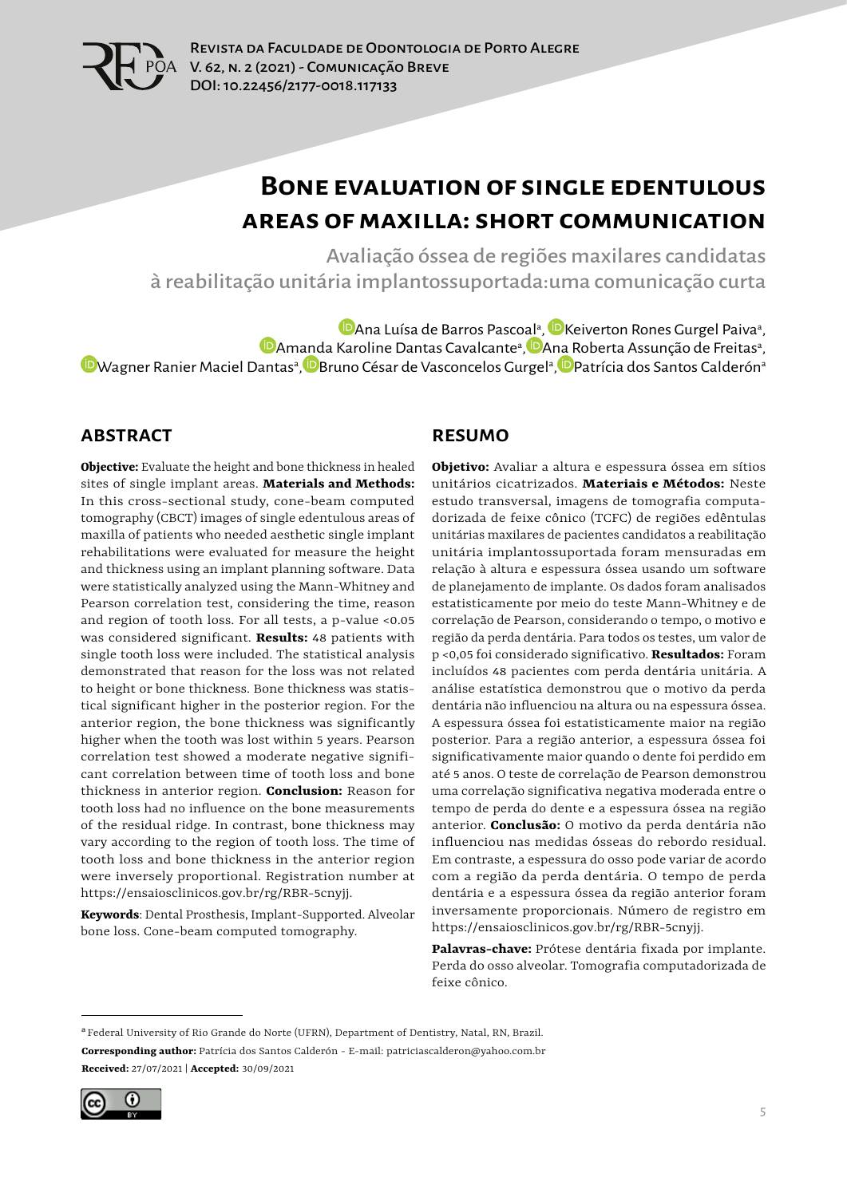# Bone evaluation of single edentulous areas of maxilla: short communication

## Avaliação óssea de regiões maxilares candidatas à reabilitação unitária implantossuportada:uma comunicação curta

Ana Luísa de Barros Pascoal[a], Keiverton Rones Gurgel Paiva[a], Amanda Karoline Dantas Cavalcante[a], Ana Roberta Assunção de Freitas[a], Wagner Ranier Maciel Dantas[a], Bruno César de Vasconcelos Gurgel[a], Patrícia dos Santos Calderón[a]

## ABSTRACT

**Objective:** Evaluate the height and bone thickness in healed sites of single implant areas. **Materials and Methods:** In this cross-sectional study, cone-beam computed tomography (CBCT) images of single edentulous areas of maxilla of patients who needed aesthetic single implant rehabilitations were evaluated for measure the height and thickness using an implant planning software. Data were statistically analyzed using the Mann-Whitney and Pearson correlation test, considering the time, reason and region of tooth loss. For all tests, a p-value <0.05 was considered significant. **Results:** 48 patients with single tooth loss were included. The statistical analysis demonstrated that reason for the loss was not related to height or bone thickness. Bone thickness was statistical significant higher in the posterior region. For the anterior region, the bone thickness was significantly higher when the tooth was lost within 5 years. Pearson correlation test showed a moderate negative significant correlation between time of tooth loss and bone thickness in anterior region. **Conclusion:** Reason for tooth loss had no influence on the bone measurements of the residual ridge. In contrast, bone thickness may vary according to the region of tooth loss. The time of tooth loss and bone thickness in the anterior region were inversely proportional. Registration number at https://ensaiosclinicos.gov.br/rg/RBR-5cnyjj.

**Keywords**: Dental Prosthesis, Implant-Supported. Alveolar bone loss. Cone-beam computed tomography.

## RESUMO

**Objetivo:** Avaliar a altura e espessura óssea em sítios unitários cicatrizados. **Materiais e Métodos:** Neste estudo transversal, imagens de tomografia computadorizada de feixe cônico (TCFC) de regiões edêntulas unitárias maxilares de pacientes candidatos a reabilitação unitária implantossuportada foram mensuradas em relação à altura e espessura óssea usando um software de planejamento de implante. Os dados foram analisados estatisticamente por meio do teste Mann-Whitney e de correlação de Pearson, considerando o tempo, o motivo e região da perda dentária. Para todos os testes, um valor de p <0,05 foi considerado significativo. **Resultados:** Foram incluídos 48 pacientes com perda dentária unitária. A análise estatística demonstrou que o motivo da perda dentária não influenciou na altura ou na espessura óssea. A espessura óssea foi estatisticamente maior na região posterior. Para a região anterior, a espessura óssea foi significativamente maior quando o dente foi perdido em até 5 anos. O teste de correlação de Pearson demonstrou uma correlação significativa negativa moderada entre o tempo de perda do dente e a espessura óssea na região anterior. **Conclusão:** O motivo da perda dentária não influenciou nas medidas ósseas do rebordo residual. Em contraste, a espessura do osso pode variar de acordo com a região da perda dentária. O tempo de perda dentária e a espessura óssea da região anterior foram inversamente proporcionais. Número de registro em https://ensaiosclinicos.gov.br/rg/RBR-5cnyjj.

**Palavras-chave:** Prótese dentária fixada por implante. Perda do osso alveolar. Tomografia computadorizada de feixe cônico.

---

[a] Federal University of Rio Grande do Norte (UFRN), Department of Dentistry, Natal, RN, Brazil.

**Corresponding author:** Patrícia dos Santos Calderón - E-mail: patriciascalderon@yahoo.com.br

**Received:** 27/07/2021 | **Accepted:** 30/09/2021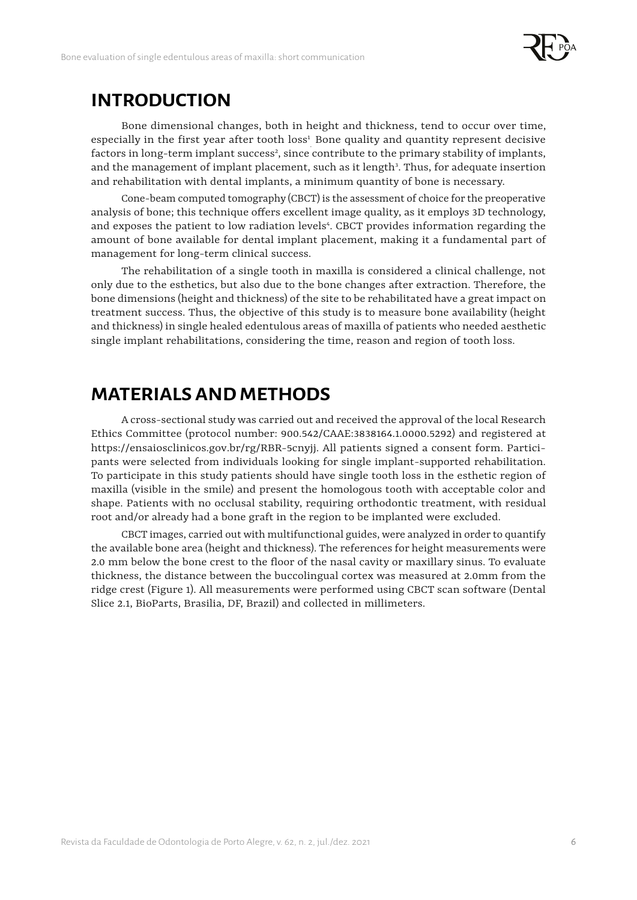## INTRODUCTION

Bone dimensional changes, both in height and thickness, tend to occur over time, especially in the first year after tooth loss[1] Bone quality and quantity represent decisive factors in long-term implant success[2], since contribute to the primary stability of implants, and the management of implant placement, such as it length[3]. Thus, for adequate insertion and rehabilitation with dental implants, a minimum quantity of bone is necessary.

Cone-beam computed tomography (CBCT) is the assessment of choice for the preoperative analysis of bone; this technique offers excellent image quality, as it employs 3D technology, and exposes the patient to low radiation levels[4]. CBCT provides information regarding the amount of bone available for dental implant placement, making it a fundamental part of management for long-term clinical success.

The rehabilitation of a single tooth in maxilla is considered a clinical challenge, not only due to the esthetics, but also due to the bone changes after extraction. Therefore, the bone dimensions (height and thickness) of the site to be rehabilitated have a great impact on treatment success. Thus, the objective of this study is to measure bone availability (height and thickness) in single healed edentulous areas of maxilla of patients who needed aesthetic single implant rehabilitations, considering the time, reason and region of tooth loss.

## MATERIALS AND METHODS

A cross-sectional study was carried out and received the approval of the local Research Ethics Committee (protocol number: 900.542/CAAE:3838164.1.0000.5292) and registered at https://ensaiosclinicos.gov.br/rg/RBR-5cnyjj. All patients signed a consent form. Participants were selected from individuals looking for single implant-supported rehabilitation. To participate in this study patients should have single tooth loss in the esthetic region of maxilla (visible in the smile) and present the homologous tooth with acceptable color and shape. Patients with no occlusal stability, requiring orthodontic treatment, with residual root and/or already had a bone graft in the region to be implanted were excluded.

CBCT images, carried out with multifunctional guides, were analyzed in order to quantify the available bone area (height and thickness). The references for height measurements were 2.0 mm below the bone crest to the floor of the nasal cavity or maxillary sinus. To evaluate thickness, the distance between the buccolingual cortex was measured at 2.0mm from the ridge crest (Figure 1). All measurements were performed using CBCT scan software (Dental Slice 2.1, BioParts, Brasilia, DF, Brazil) and collected in millimeters.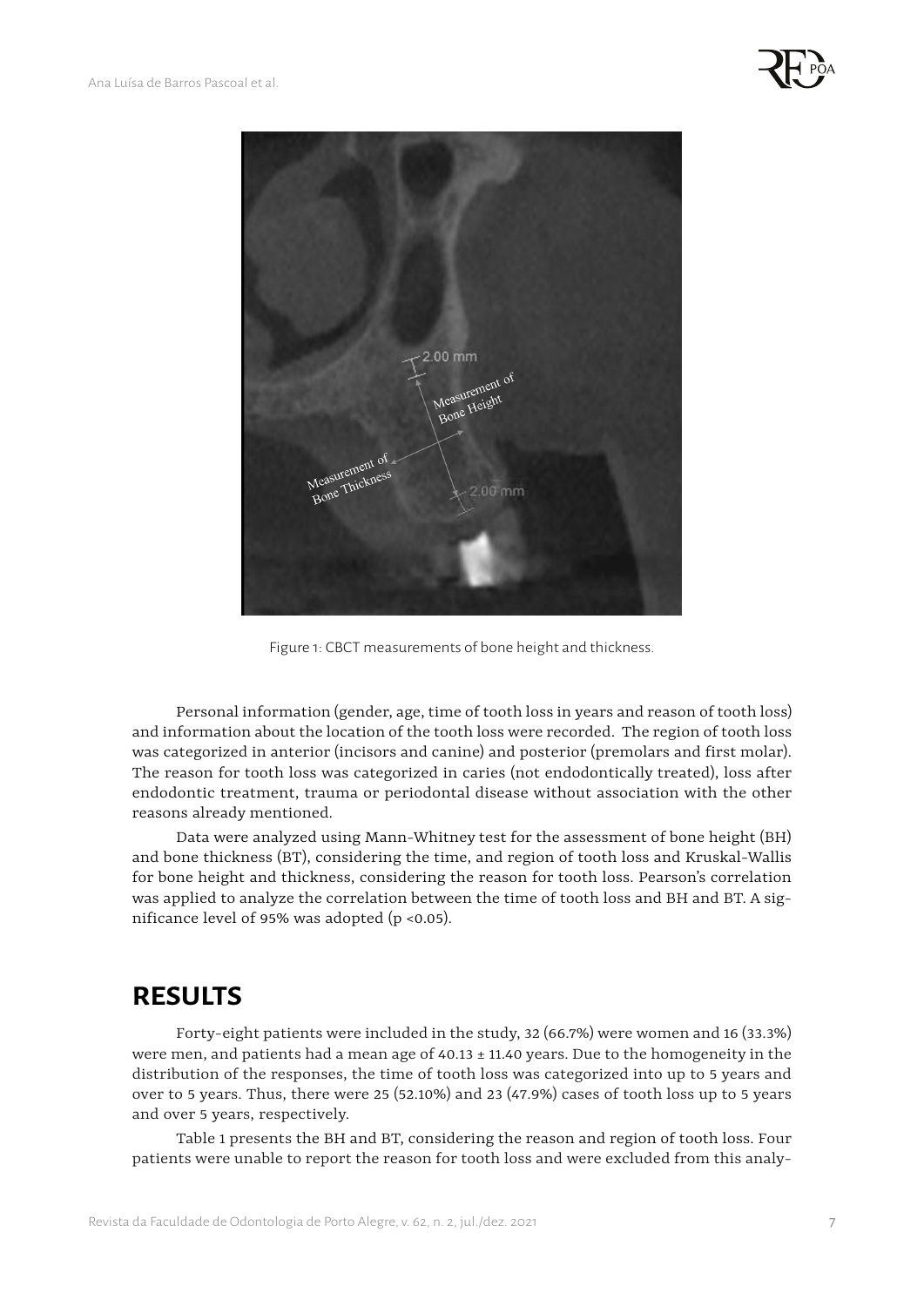Figure 1: CBCT measurements of bone height and thickness.

Personal information (gender, age, time of tooth loss in years and reason of tooth loss) and information about the location of the tooth loss were recorded. The region of tooth loss was categorized in anterior (incisors and canine) and posterior (premolars and first molar). The reason for tooth loss was categorized in caries (not endodontically treated), loss after endodontic treatment, trauma or periodontal disease without association with the other reasons already mentioned.

Data were analyzed using Mann-Whitney test for the assessment of bone height (BH) and bone thickness (BT), considering the time, and region of tooth loss and Kruskal-Wallis for bone height and thickness, considering the reason for tooth loss. Pearson's correlation was applied to analyze the correlation between the time of tooth loss and BH and BT. A significance level of 95% was adopted ($p < 0.05$).

## RESULTS

Forty-eight patients were included in the study, 32 (66.7%) were women and 16 (33.3%) were men, and patients had a mean age of 40.13 ± 11.40 years. Due to the homogeneity in the distribution of the responses, the time of tooth loss was categorized into up to 5 years and over to 5 years. Thus, there were 25 (52.10%) and 23 (47.9%) cases of tooth loss up to 5 years and over 5 years, respectively.

Table 1 presents the BH and BT, considering the reason and region of tooth loss. Four patients were unable to report the reason for tooth loss and were excluded from this analy-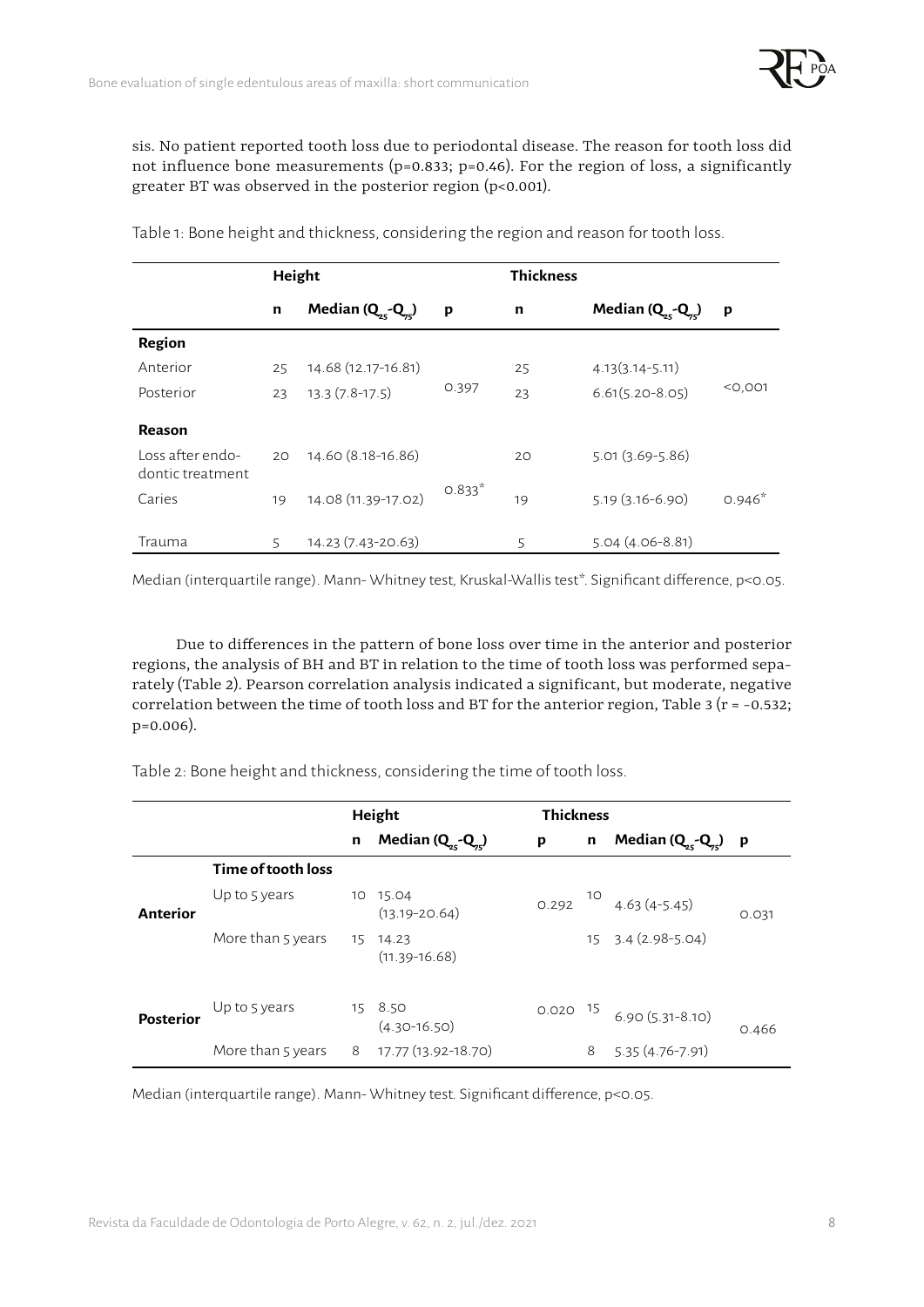sis. No patient reported tooth loss due to periodontal disease. The reason for tooth loss did not influence bone measurements (p=0.833; p=0.46). For the region of loss, a significantly greater BT was observed in the posterior region (p<0.001).

Table 1: Bone height and thickness, considering the region and reason for tooth loss.

| | Height | | | Thickness | | |
|---|---|---|---|---|---|---|
| | n | Median ($Q_{25}$-$Q_{75}$) | p | n | Median ($Q_{25}$-$Q_{75}$) | p |
| **Region** | | | | | | |
| Anterior | 25 | 14.68 (12.17-16.81) | 0.397 | 25 | 4.13(3.14-5.11) | <0,001 |
| Posterior | 23 | 13.3 (7.8-17.5) | | 23 | 6.61(5.20-8.05) | |
| **Reason** | | | | | | |
| Loss after endodontic treatment | 20 | 14.60 (8.18-16.86) | 0.833* | 20 | 5.01 (3.69-5.86) | 0.946* |
| Caries | 19 | 14.08 (11.39-17.02) | | 19 | 5.19 (3.16-6.90) | |
| Trauma | 5 | 14.23 (7.43-20.63) | | 5 | 5.04 (4.06-8.81) | |

Median (interquartile range). Mann- Whitney test, Kruskal-Wallis test*. Significant difference, p<0.05.

Due to differences in the pattern of bone loss over time in the anterior and posterior regions, the analysis of BH and BT in relation to the time of tooth loss was performed separately (Table 2). Pearson correlation analysis indicated a significant, but moderate, negative correlation between the time of tooth loss and BT for the anterior region, Table 3 (r = -0.532; p=0.006).

Table 2: Bone height and thickness, considering the time of tooth loss.

| | | Height | | | Thickness | | |
|---|---|---|---|---|---|---|---|
| | | n | Median ($Q_{25}$-$Q_{75}$) | p | n | Median ($Q_{25}$-$Q_{75}$) | p |
| | **Time of tooth loss** | | | | | | |
| **Anterior** | Up to 5 years | 10 | 15.04 (13.19-20.64) | 0.292 | 10 | 4.63 (4-5.45) | 0.031 |
| | More than 5 years | 15 | 14.23 (11.39-16.68) | | 15 | 3.4 (2.98-5.04) | |
| **Posterior** | Up to 5 years | 15 | 8.50 (4.30-16.50) | 0.020 | 15 | 6.90 (5.31-8.10) | 0.466 |
| | More than 5 years | 8 | 17.77 (13.92-18.70) | | 8 | 5.35 (4.76-7.91) | |

Median (interquartile range). Mann- Whitney test. Significant difference, p<0.05.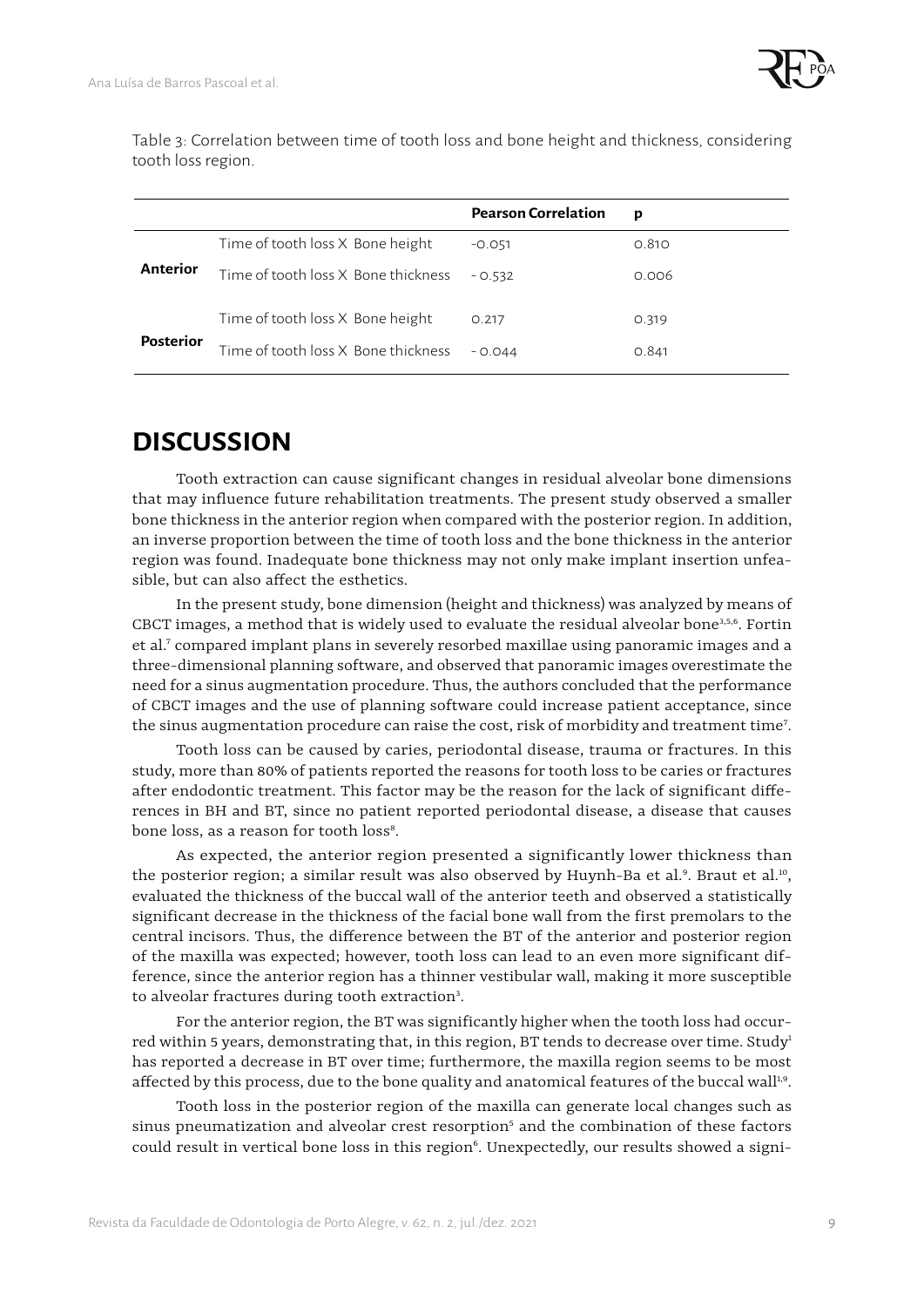Table 3: Correlation between time of tooth loss and bone height and thickness, considering tooth loss region.

| | | **Pearson Correlation** | **p** |
|---|---|---|---|
| **Anterior** | Time of tooth loss X Bone height | -0.051 | 0.810 |
| | Time of tooth loss X Bone thickness | - 0.532 | 0.006 |
| **Posterior** | Time of tooth loss X Bone height | 0.217 | 0.319 |
| | Time of tooth loss X Bone thickness | - 0.044 | 0.841 |

# DISCUSSION

Tooth extraction can cause significant changes in residual alveolar bone dimensions that may influence future rehabilitation treatments. The present study observed a smaller bone thickness in the anterior region when compared with the posterior region. In addition, an inverse proportion between the time of tooth loss and the bone thickness in the anterior region was found. Inadequate bone thickness may not only make implant insertion unfeasible, but can also affect the esthetics.

In the present study, bone dimension (height and thickness) was analyzed by means of CBCT images, a method that is widely used to evaluate the residual alveolar bone[3,5,6]. Fortin et al.[7] compared implant plans in severely resorbed maxillae using panoramic images and a three-dimensional planning software, and observed that panoramic images overestimate the need for a sinus augmentation procedure. Thus, the authors concluded that the performance of CBCT images and the use of planning software could increase patient acceptance, since the sinus augmentation procedure can raise the cost, risk of morbidity and treatment time[7].

Tooth loss can be caused by caries, periodontal disease, trauma or fractures. In this study, more than 80% of patients reported the reasons for tooth loss to be caries or fractures after endodontic treatment. This factor may be the reason for the lack of significant differences in BH and BT, since no patient reported periodontal disease, a disease that causes bone loss, as a reason for tooth loss[8].

As expected, the anterior region presented a significantly lower thickness than the posterior region; a similar result was also observed by Huynh-Ba et al.[9]. Braut et al.[10], evaluated the thickness of the buccal wall of the anterior teeth and observed a statistically significant decrease in the thickness of the facial bone wall from the first premolars to the central incisors. Thus, the difference between the BT of the anterior and posterior region of the maxilla was expected; however, tooth loss can lead to an even more significant difference, since the anterior region has a thinner vestibular wall, making it more susceptible to alveolar fractures during tooth extraction[3].

For the anterior region, the BT was significantly higher when the tooth loss had occurred within 5 years, demonstrating that, in this region, BT tends to decrease over time. Study[1] has reported a decrease in BT over time; furthermore, the maxilla region seems to be most affected by this process, due to the bone quality and anatomical features of the buccal wall[1,9].

Tooth loss in the posterior region of the maxilla can generate local changes such as sinus pneumatization and alveolar crest resorption[5] and the combination of these factors could result in vertical bone loss in this region[6]. Unexpectedly, our results showed a signi-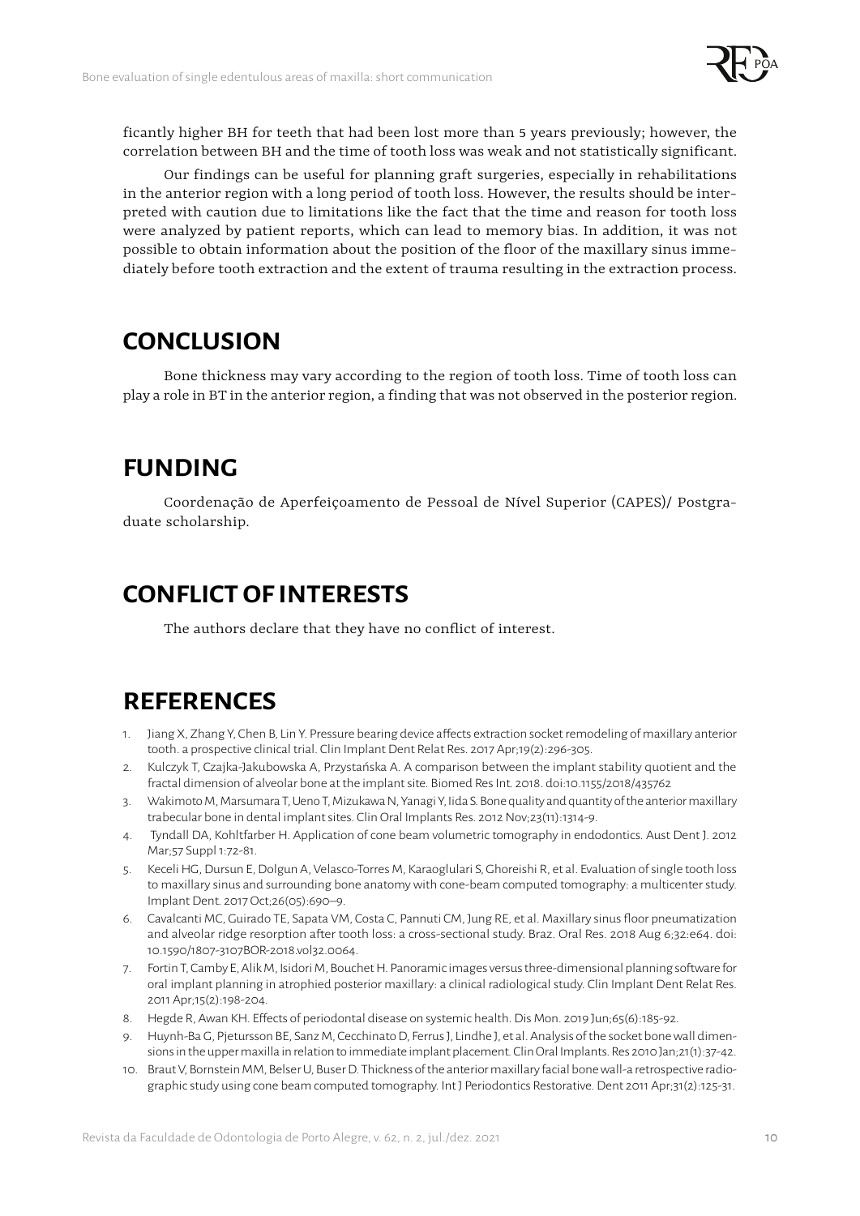ficantly higher BH for teeth that had been lost more than 5 years previously; however, the correlation between BH and the time of tooth loss was weak and not statistically significant.

Our findings can be useful for planning graft surgeries, especially in rehabilitations in the anterior region with a long period of tooth loss. However, the results should be interpreted with caution due to limitations like the fact that the time and reason for tooth loss were analyzed by patient reports, which can lead to memory bias. In addition, it was not possible to obtain information about the position of the floor of the maxillary sinus immediately before tooth extraction and the extent of trauma resulting in the extraction process.

## CONCLUSION

Bone thickness may vary according to the region of tooth loss. Time of tooth loss can play a role in BT in the anterior region, a finding that was not observed in the posterior region.

## FUNDING

Coordenação de Aperfeiçoamento de Pessoal de Nível Superior (CAPES)/ Postgraduate scholarship.

## CONFLICT OF INTERESTS

The authors declare that they have no conflict of interest.

## REFERENCES

1. Jiang X, Zhang Y, Chen B, Lin Y. Pressure bearing device affects extraction socket remodeling of maxillary anterior tooth. a prospective clinical trial. Clin Implant Dent Relat Res. 2017 Apr;19(2):296-305.
2. Kulczyk T, Czajka-Jakubowska A, Przystańska A. A comparison between the implant stability quotient and the fractal dimension of alveolar bone at the implant site. Biomed Res Int. 2018. doi:10.1155/2018/435762
3. Wakimoto M, Marsumara T, Ueno T, Mizukawa N, Yanagi Y, Iida S. Bone quality and quantity of the anterior maxillary trabecular bone in dental implant sites. Clin Oral Implants Res. 2012 Nov;23(11):1314-9.
4. Tyndall DA, Kohltfarber H. Application of cone beam volumetric tomography in endodontics. Aust Dent J. 2012 Mar;57 Suppl 1:72-81.
5. Keceli HG, Dursun E, Dolgun A, Velasco-Torres M, Karaoglulari S, Ghoreishi R, et al. Evaluation of single tooth loss to maxillary sinus and surrounding bone anatomy with cone-beam computed tomography: a multicenter study. Implant Dent. 2017 Oct;26(05):690–9.
6. Cavalcanti MC, Guirado TE, Sapata VM, Costa C, Pannuti CM, Jung RE, et al. Maxillary sinus floor pneumatization and alveolar ridge resorption after tooth loss: a cross-sectional study. Braz. Oral Res. 2018 Aug 6;32:e64. doi: 10.1590/1807-3107BOR-2018.vol32.0064.
7. Fortin T, Camby E, Alik M, Isidori M, Bouchet H. Panoramic images versus three-dimensional planning software for oral implant planning in atrophied posterior maxillary: a clinical radiological study. Clin Implant Dent Relat Res. 2011 Apr;15(2):198-204.
8. Hegde R, Awan KH. Effects of periodontal disease on systemic health. Dis Mon. 2019 Jun;65(6):185-92.
9. Huynh-Ba G, Pjetursson BE, Sanz M, Cecchinato D, Ferrus J, Lindhe J, et al. Analysis of the socket bone wall dimensions in the upper maxilla in relation to immediate implant placement. Clin Oral Implants. Res 2010 Jan;21(1):37-42.
10. Braut V, Bornstein MM, Belser U, Buser D. Thickness of the anterior maxillary facial bone wall-a retrospective radiographic study using cone beam computed tomography. Int J Periodontics Restorative. Dent 2011 Apr;31(2):125-31.